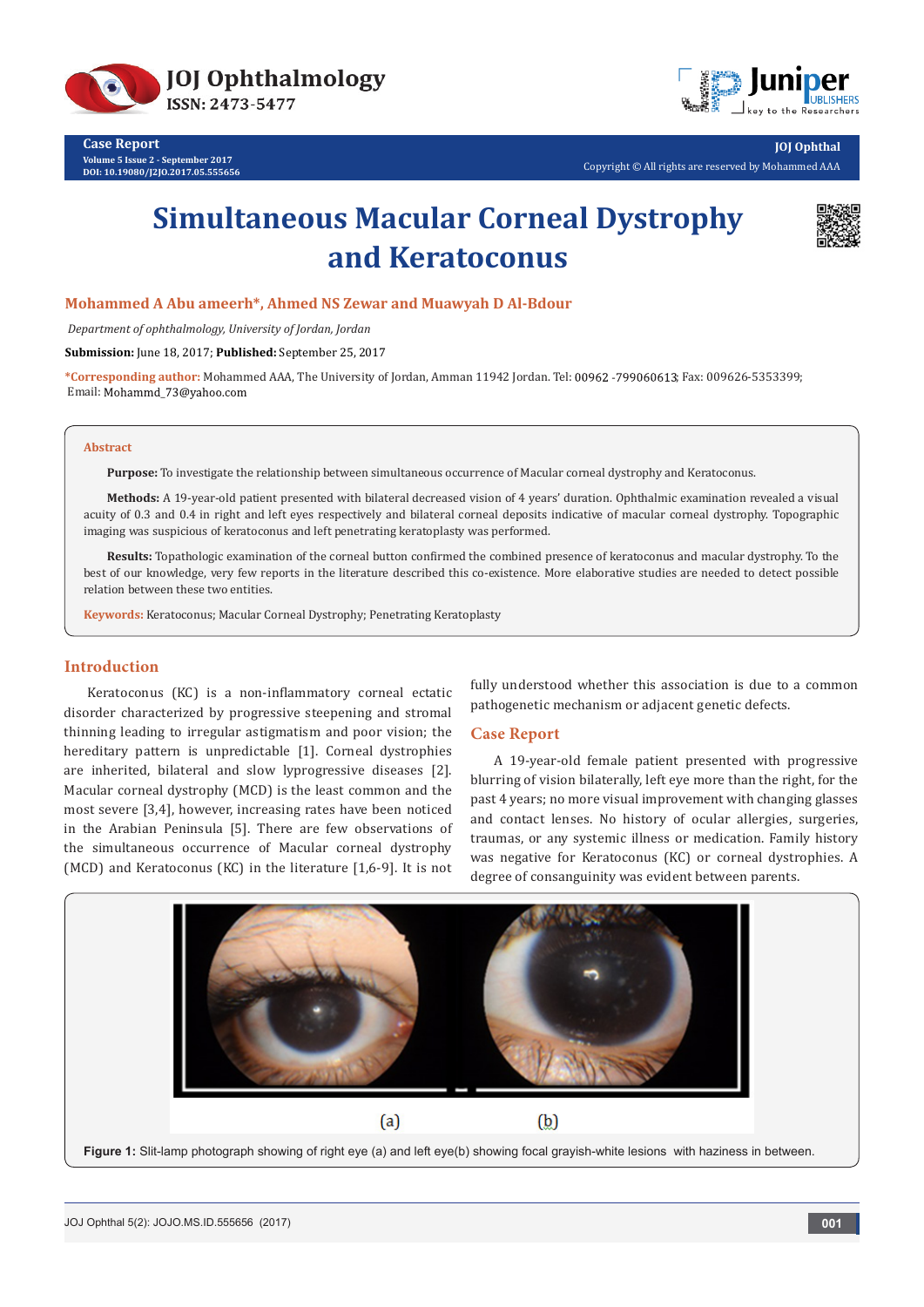Case Report

# Simultaneous Macular Corneal Dystrophy and Keratoconus

**Mohammed A Abu ameerh*, Ahmed NS Zewar and Muawyah D Al-Bdour**

*Department of ophthalmology, University of Jordan, Jordan*

**Submission:** June 18, 2017; **Published:** September 25, 2017

***Corresponding author:** Mohammed AAA, The University of Jordan, Amman 11942 Jordan. Tel: 00962 -799060613; Fax: 009626-5353399; Email: Mohammd_73@yahoo.com

## Abstract

**Purpose:** To investigate the relationship between simultaneous occurrence of Macular corneal dystrophy and Keratoconus.

**Methods:** A 19-year-old patient presented with bilateral decreased vision of 4 years' duration. Ophthalmic examination revealed a visual acuity of 0.3 and 0.4 in right and left eyes respectively and bilateral corneal deposits indicative of macular corneal dystrophy. Topographic imaging was suspicious of keratoconus and left penetrating keratoplasty was performed.

**Results:** Topathologic examination of the corneal button confirmed the combined presence of keratoconus and macular dystrophy. To the best of our knowledge, very few reports in the literature described this co-existence. More elaborative studies are needed to detect possible relation between these two entities.

**Keywords:** Keratoconus; Macular Corneal Dystrophy; Penetrating Keratoplasty

## Introduction

Keratoconus (KC) is a non-inflammatory corneal ectatic disorder characterized by progressive steepening and stromal thinning leading to irregular astigmatism and poor vision; the hereditary pattern is unpredictable [1]. Corneal dystrophies are inherited, bilateral and slow lyprogressive diseases [2]. Macular corneal dystrophy (MCD) is the least common and the most severe [3,4], however, increasing rates have been noticed in the Arabian Peninsula [5]. There are few observations of the simultaneous occurrence of Macular corneal dystrophy (MCD) and Keratoconus (KC) in the literature [1,6-9]. It is not fully understood whether this association is due to a common pathogenetic mechanism or adjacent genetic defects.

## Case Report

A 19-year-old female patient presented with progressive blurring of vision bilaterally, left eye more than the right, for the past 4 years; no more visual improvement with changing glasses and contact lenses. No history of ocular allergies, surgeries, traumas, or any systemic illness or medication. Family history was negative for Keratoconus (KC) or corneal dystrophies. A degree of consanguinity was evident between parents.

**Figure 1:** Slit-lamp photograph showing of right eye (a) and left eye(b) showing focal grayish-white lesions with haziness in between.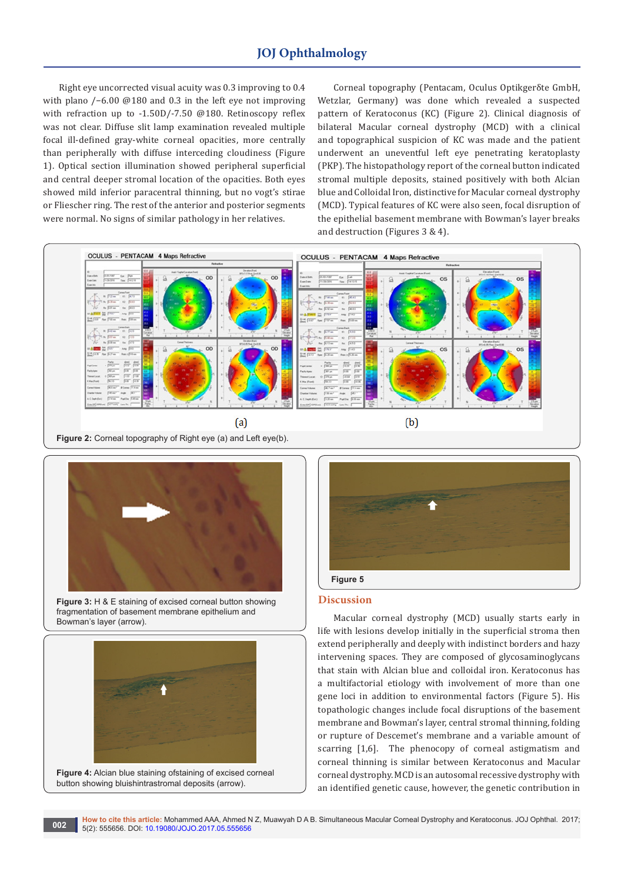Right eye uncorrected visual acuity was 0.3 improving to 0.4 with plano /–6.00 @180 and 0.3 in the left eye not improving with refraction up to -1.50D/-7.50 @180. Retinoscopy reflex was not clear. Diffuse slit lamp examination revealed multiple focal ill-defined gray-white corneal opacities, more centrally than peripherally with diffuse interceding cloudiness (Figure 1). Optical section illumination showed peripheral superficial and central deeper stromal location of the opacities. Both eyes showed mild inferior paracentral thinning, but no vogt's stirae or Fliescher ring. The rest of the anterior and posterior segments were normal. No signs of similar pathology in her relatives.

Corneal topography (Pentacam, Oculus Optikgerδte GmbH, Wetzlar, Germany) was done which revealed a suspected pattern of Keratoconus (KC) (Figure 2). Clinical diagnosis of bilateral Macular corneal dystrophy (MCD) with a clinical and topographical suspicion of KC was made and the patient underwent an uneventful left eye penetrating keratoplasty (PKP). The histopathology report of the corneal button indicated stromal multiple deposits, stained positively with both Alcian blue and Colloidal Iron, distinctive for Macular corneal dystrophy (MCD). Typical features of KC were also seen, focal disruption of the epithelial basement membrane with Bowman's layer breaks and destruction (Figures 3 & 4).

**Figure 2:** Corneal topography of Right eye (a) and Left eye(b).

**Figure 3:** H & E staining of excised corneal button showing fragmentation of basement membrane epithelium and Bowman's layer (arrow).

**Figure 4:** Alcian blue staining ofstaining of excised corneal button showing bluishintrastromal deposits (arrow).

**Figure 5**

## Discussion

Macular corneal dystrophy (MCD) usually starts early in life with lesions develop initially in the superficial stroma then extend peripherally and deeply with indistinct borders and hazy intervening spaces. They are composed of glycosaminoglycans that stain with Alcian blue and colloidal iron. Keratoconus has a multifactorial etiology with involvement of more than one gene loci in addition to environmental factors (Figure 5). His topathologic changes include focal disruptions of the basement membrane and Bowman's layer, central stromal thinning, folding or rupture of Descemet's membrane and a variable amount of scarring [1,6]. The phenocopy of corneal astigmatism and corneal thinning is similar between Keratoconus and Macular corneal dystrophy. MCD is an autosomal recessive dystrophy with an identified genetic cause, however, the genetic contribution in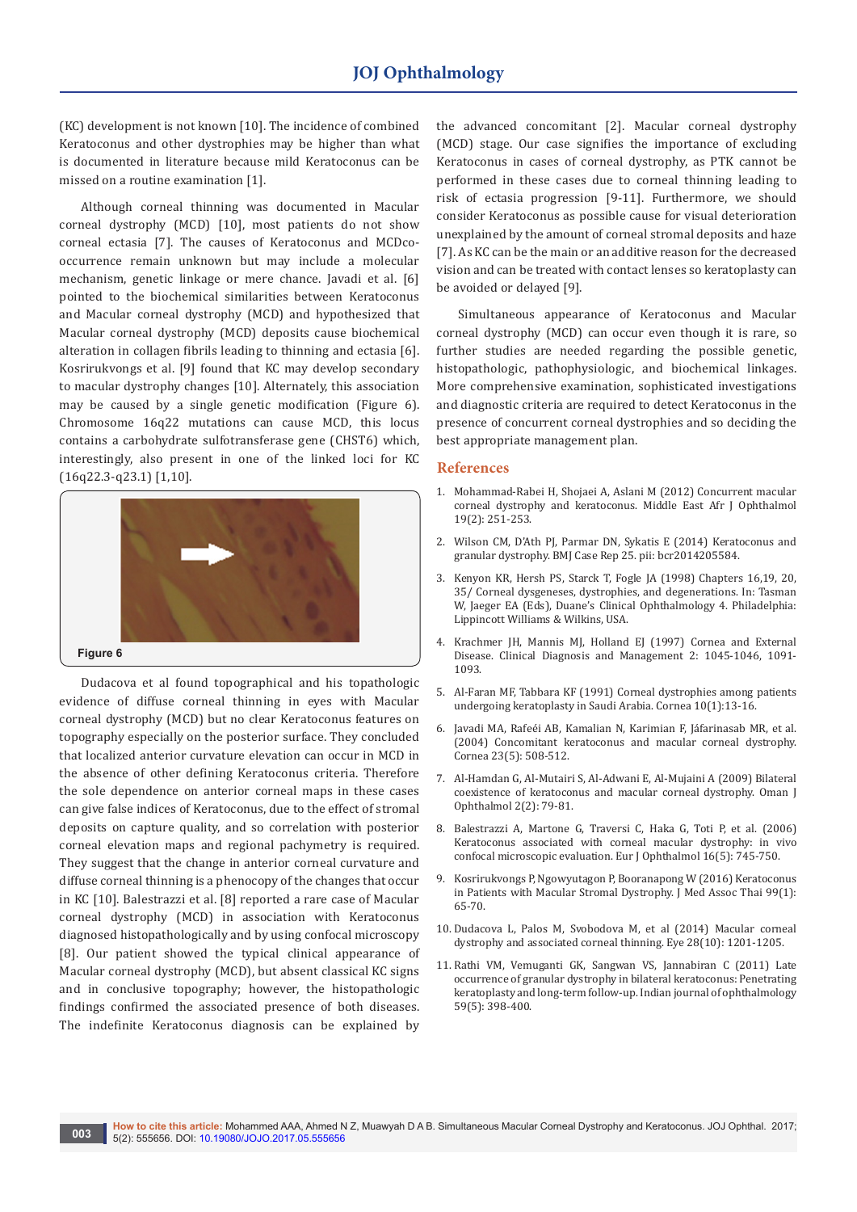(KC) development is not known [10]. The incidence of combined Keratoconus and other dystrophies may be higher than what is documented in literature because mild Keratoconus can be missed on a routine examination [1].

Although corneal thinning was documented in Macular corneal dystrophy (MCD) [10], most patients do not show corneal ectasia [7]. The causes of Keratoconus and MCDco-occurrence remain unknown but may include a molecular mechanism, genetic linkage or mere chance. Javadi et al. [6] pointed to the biochemical similarities between Keratoconus and Macular corneal dystrophy (MCD) and hypothesized that Macular corneal dystrophy (MCD) deposits cause biochemical alteration in collagen fibrils leading to thinning and ectasia [6]. Kosrirukvongs et al. [9] found that KC may develop secondary to macular dystrophy changes [10]. Alternately, this association may be caused by a single genetic modification (Figure 6). Chromosome 16q22 mutations can cause MCD, this locus contains a carbohydrate sulfotransferase gene (CHST6) which, interestingly, also present in one of the linked loci for KC (16q22.3-q23.1) [1,10].

Figure 6

Dudacova et al found topographical and his topathologic evidence of diffuse corneal thinning in eyes with Macular corneal dystrophy (MCD) but no clear Keratoconus features on topography especially on the posterior surface. They concluded that localized anterior curvature elevation can occur in MCD in the absence of other defining Keratoconus criteria. Therefore the sole dependence on anterior corneal maps in these cases can give false indices of Keratoconus, due to the effect of stromal deposits on capture quality, and so correlation with posterior corneal elevation maps and regional pachymetry is required. They suggest that the change in anterior corneal curvature and diffuse corneal thinning is a phenocopy of the changes that occur in KC [10]. Balestrazzi et al. [8] reported a rare case of Macular corneal dystrophy (MCD) in association with Keratoconus diagnosed histopathologically and by using confocal microscopy [8]. Our patient showed the typical clinical appearance of Macular corneal dystrophy (MCD), but absent classical KC signs and in conclusive topography; however, the histopathologic findings confirmed the associated presence of both diseases. The indefinite Keratoconus diagnosis can be explained by the advanced concomitant [2]. Macular corneal dystrophy (MCD) stage. Our case signifies the importance of excluding Keratoconus in cases of corneal dystrophy, as PTK cannot be performed in these cases due to corneal thinning leading to risk of ectasia progression [9-11]. Furthermore, we should consider Keratoconus as possible cause for visual deterioration unexplained by the amount of corneal stromal deposits and haze [7]. As KC can be the main or an additive reason for the decreased vision and can be treated with contact lenses so keratoplasty can be avoided or delayed [9].

Simultaneous appearance of Keratoconus and Macular corneal dystrophy (MCD) can occur even though it is rare, so further studies are needed regarding the possible genetic, histopathologic, pathophysiologic, and biochemical linkages. More comprehensive examination, sophisticated investigations and diagnostic criteria are required to detect Keratoconus in the presence of concurrent corneal dystrophies and so deciding the best appropriate management plan.

## References

1. Mohammad-Rabei H, Shojaei A, Aslani M (2012) Concurrent macular corneal dystrophy and keratoconus. Middle East Afr J Ophthalmol 19(2): 251-253.
2. Wilson CM, D'Ath PJ, Parmar DN, Sykatis E (2014) Keratoconus and granular dystrophy. BMJ Case Rep 25. pii: bcr2014205584.
3. Kenyon KR, Hersh PS, Starck T, Fogle JA (1998) Chapters 16,19, 20, 35/ Corneal dysgeneses, dystrophies, and degenerations. In: Tasman W, Jaeger EA (Eds), Duane's Clinical Ophthalmology 4. Philadelphia: Lippincott Williams & Wilkins, USA.
4. Krachmer JH, Mannis MJ, Holland EJ (1997) Cornea and External Disease. Clinical Diagnosis and Management 2: 1045-1046, 1091-1093.
5. Al-Faran MF, Tabbara KF (1991) Corneal dystrophies among patients undergoing keratoplasty in Saudi Arabia. Cornea 10(1):13-16.
6. Javadi MA, Rafeéi AB, Kamalian N, Karimian F, Jáfarinasab MR, et al. (2004) Concomitant keratoconus and macular corneal dystrophy. Cornea 23(5): 508-512.
7. Al-Hamdan G, Al-Mutairi S, Al-Adwani E, Al-Mujaini A (2009) Bilateral coexistence of keratoconus and macular corneal dystrophy. Oman J Ophthalmol 2(2): 79-81.
8. Balestrazzi A, Martone G, Traversi C, Haka G, Toti P, et al. (2006) Keratoconus associated with corneal macular dystrophy: in vivo confocal microscopic evaluation. Eur J Ophthalmol 16(5): 745-750.
9. Kosrirukvongs P, Ngowyutagon P, Booranapong W (2016) Keratoconus in Patients with Macular Stromal Dystrophy. J Med Assoc Thai 99(1): 65-70.
10. Dudacova L, Palos M, Svobodova M, et al (2014) Macular corneal dystrophy and associated corneal thinning. Eye 28(10): 1201-1205.
11. Rathi VM, Vemuganti GK, Sangwan VS, Jannabiran C (2011) Late occurrence of granular dystrophy in bilateral keratoconus: Penetrating keratoplasty and long-term follow-up. Indian journal of ophthalmology 59(5): 398-400.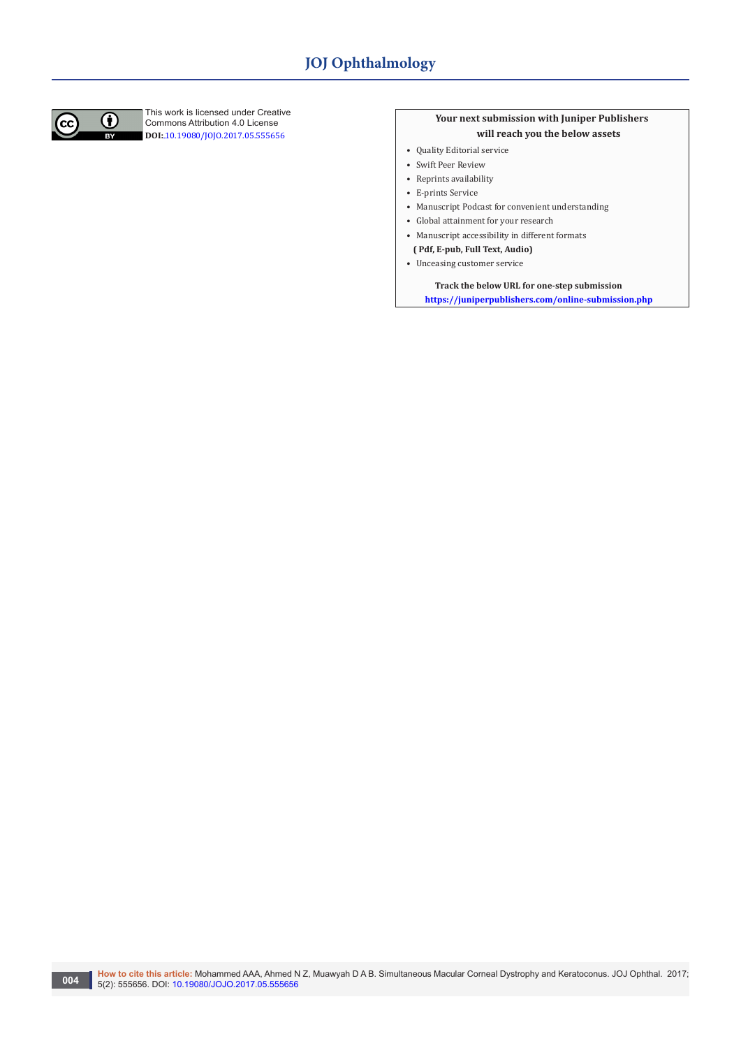This work is licensed under Creative Commons Attribution 4.0 License
**DOI:** 10.19080/JOJO.2017.05.555656

**Your next submission with Juniper Publishers will reach you the below assets**

- Quality Editorial service
- Swift Peer Review
- Reprints availability
- E-prints Service
- Manuscript Podcast for convenient understanding
- Global attainment for your research
- Manuscript accessibility in different formats

**( Pdf, E-pub, Full Text, Audio)**

- Unceasing customer service

**Track the below URL for one-step submission**
**https://juniperpublishers.com/online-submission.php**

**How to cite this article:** Mohammed AAA, Ahmed N Z, Muawyah D A B. Simultaneous Macular Corneal Dystrophy and Keratoconus. JOJ Ophthal. 2017; 5(2): 555656. DOI: 10.19080/JOJO.2017.05.555656